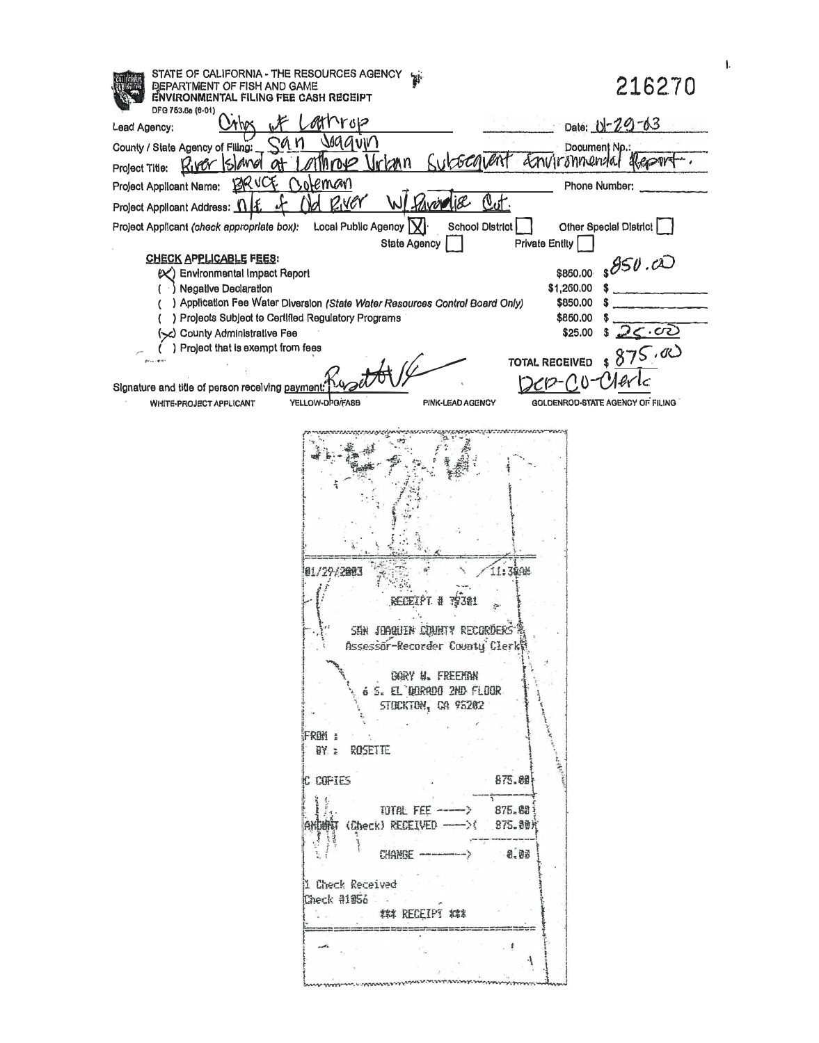STATE OF CALIFORNIA - THE RESOURCES AGENCY
DEPARTMENT OF FISH AND GAME
ENVIRONMENTAL FILING FEE CASH RECEIPT
DFG 753.5a (6-01)

216270

Lead Agency: City of Lathrop Date: 01-29-03

County / State Agency of Filing: San Joaquin Document No.:

Project Title: River Island at Lathrop Urban Subsequent Environmental Report.

Project Applicant Name: BRUCE Coleman Phone Number:

Project Applicant Address: N/E of Old River W/ Paradise Cut.

Project Applicant (check appropriate box): Local Public Agency [X] School District [ ] Other Special District [ ] State Agency [ ] Private Entity [ ]

**CHECK APPLICABLE FEES:**

- (X) Environmental Impact Report $850.00 $ 850.00
- ( ) Negative Declaration $1,250.00 $
- ( ) Application Fee Water Diversion (State Water Resources Control Board Only) $850.00 $
- ( ) Projects Subject to Certified Regulatory Programs $850.00 $
- (X) County Administrative Fee $25.00 $ 25.00
- ( ) Project that is exempt from fees

TOTAL RECEIVED $ 875.00

Signature and title of person receiving payment: Rosette V/ Dep-Co-Clerk

WHITE-PROJECT APPLICANT YELLOW-DFG/FASB PINK-LEAD AGENCY GOLDENROD-STATE AGENCY OF FILING

01/29/2003 11:38AM

RECEIPT # 79301

SAN JOAQUIN COUNTY RECORDERS
Assessor-Recorder County Clerk

GARY W. FREEMAN
6 S. EL DORADO 2ND FLOOR
STOCKTON, CA 95202

FROM :
BY : ROSETTE

C COPIES 875.00

TOTAL FEE -----> 875.00
AMOUNT (Check) RECEIVED -----> ( 875.00)

CHANGE -----> 0.00

1 Check Received
Check #1056

*** RECEIPT ***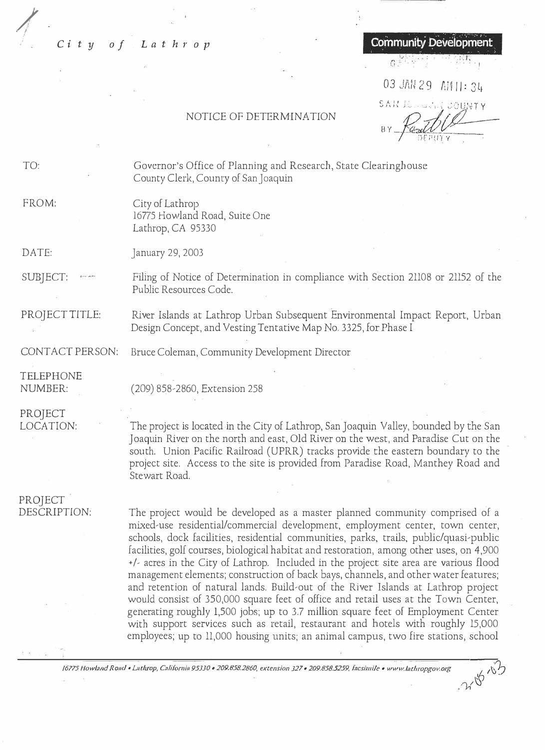*City of Lathrop*

**Community Development**

03 JAN 29 AM 11: 34

SAN JOAQUIN COUNTY

BY [signature] DEPUTY

## NOTICE OF DETERMINATION

TO: Governor's Office of Planning and Research, State Clearinghouse
County Clerk, County of San Joaquin

FROM: City of Lathrop
16775 Howland Road, Suite One
Lathrop, CA 95330

DATE: January 29, 2003

SUBJECT: Filing of Notice of Determination in compliance with Section 21108 or 21152 of the Public Resources Code.

PROJECT TITLE: River Islands at Lathrop Urban Subsequent Environmental Impact Report, Urban Design Concept, and Vesting Tentative Map No. 3325, for Phase I

CONTACT PERSON: Bruce Coleman, Community Development Director

TELEPHONE NUMBER: (209) 858-2860, Extension 258

PROJECT LOCATION: The project is located in the City of Lathrop, San Joaquin Valley, bounded by the San Joaquin River on the north and east, Old River on the west, and Paradise Cut on the south. Union Pacific Railroad (UPRR) tracks provide the eastern boundary to the project site. Access to the site is provided from Paradise Road, Manthey Road and Stewart Road.

PROJECT DESCRIPTION: The project would be developed as a master planned community comprised of a mixed-use residential/commercial development, employment center, town center, schools, dock facilities, residential communities, parks, trails, public/quasi-public facilities, golf courses, biological habitat and restoration, among other uses, on 4,900 +/- acres in the City of Lathrop. Included in the project site area are various flood management elements; construction of back bays, channels, and other water features; and retention of natural lands. Build-out of the River Islands at Lathrop project would consist of 350,000 square feet of office and retail uses at the Town Center, generating roughly 1,500 jobs; up to 3.7 million square feet of Employment Center with support services such as retail, restaurant and hotels with roughly 15,000 employees; up to 11,000 housing units; an animal campus, two fire stations, school

*16775 Howland Road • Lathrop, California 95330 • 209.858.2860, extension 327 • 209.858.5259, facsimile • www.lathropgov.org*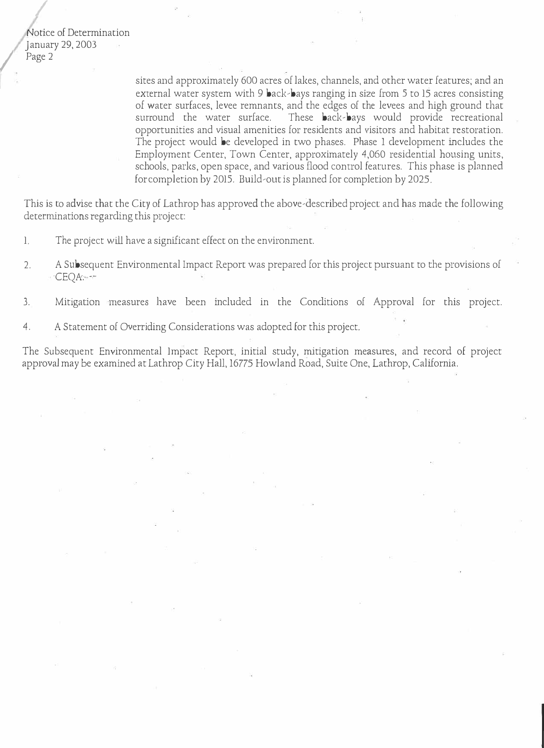sites and approximately 600 acres of lakes, channels, and other water features; and an external water system with 9 back-bays ranging in size from 5 to 15 acres consisting of water surfaces, levee remnants, and the edges of the levees and high ground that surround the water surface. These back-bays would provide recreational opportunities and visual amenities for residents and visitors and habitat restoration. The project would be developed in two phases. Phase 1 development includes the Employment Center, Town Center, approximately 4,060 residential housing units, schools, parks, open space, and various flood control features. This phase is planned for completion by 2015. Build-out is planned for completion by 2025.

This is to advise that the City of Lathrop has approved the above-described project and has made the following determinations regarding this project:

1. The project will have a significant effect on the environment.

2. A Subsequent Environmental Impact Report was prepared for this project pursuant to the provisions of CEQA.

3. Mitigation measures have been included in the Conditions of Approval for this project.

4. A Statement of Overriding Considerations was adopted for this project.

The Subsequent Environmental Impact Report, initial study, mitigation measures, and record of project approval may be examined at Lathrop City Hall, 16775 Howland Road, Suite One, Lathrop, California.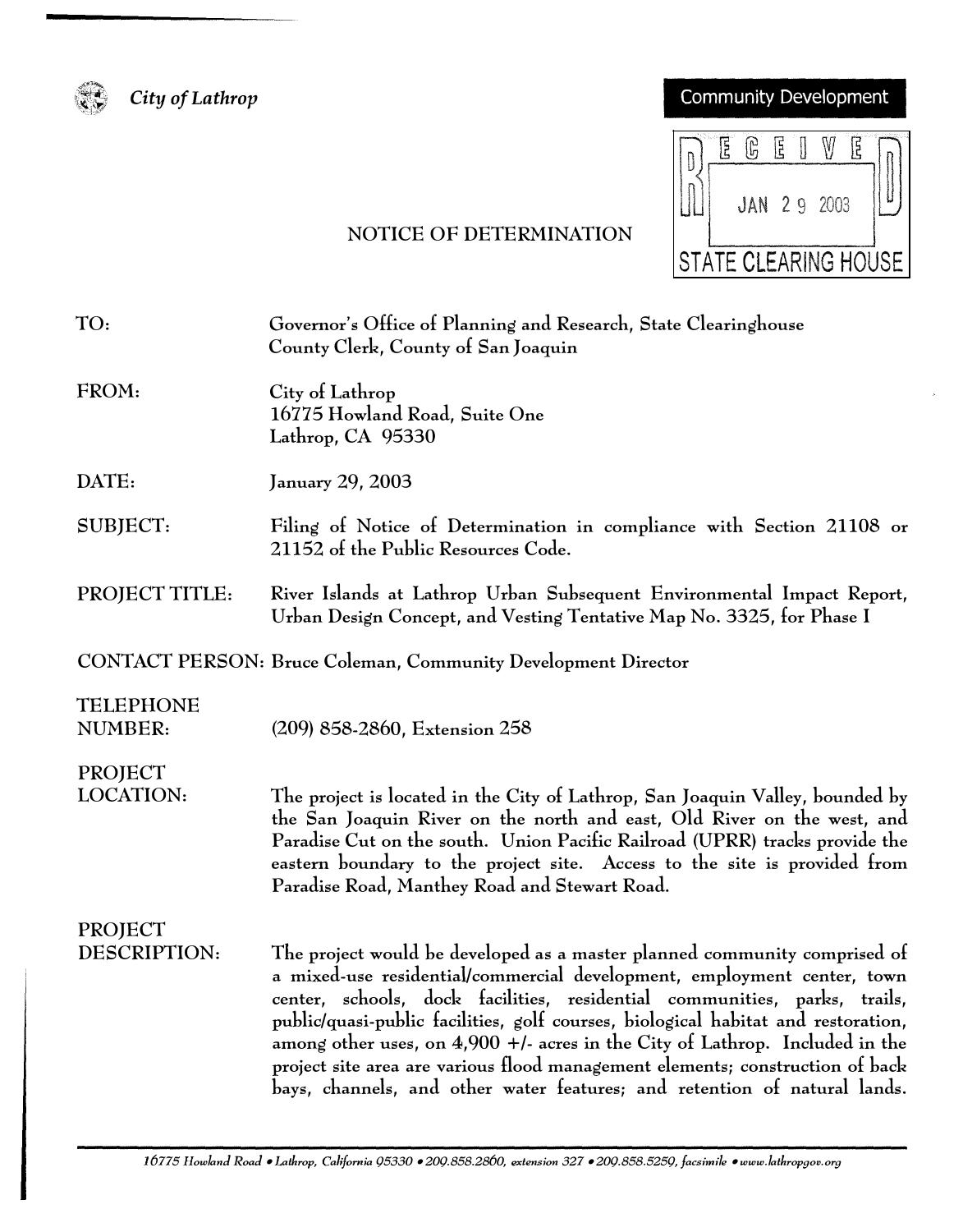City of Lathrop

Community Development

RECEIVED
JAN 29 2003
STATE CLEARING HOUSE

# NOTICE OF DETERMINATION

TO: Governor's Office of Planning and Research, State Clearinghouse
County Clerk, County of San Joaquin

FROM: City of Lathrop
16775 Howland Road, Suite One
Lathrop, CA 95330

DATE: January 29, 2003

SUBJECT: Filing of Notice of Determination in compliance with Section 21108 or 21152 of the Public Resources Code.

PROJECT TITLE: River Islands at Lathrop Urban Subsequent Environmental Impact Report, Urban Design Concept, and Vesting Tentative Map No. 3325, for Phase I

CONTACT PERSON: Bruce Coleman, Community Development Director

TELEPHONE NUMBER: (209) 858-2860, Extension 258

PROJECT LOCATION: The project is located in the City of Lathrop, San Joaquin Valley, bounded by the San Joaquin River on the north and east, Old River on the west, and Paradise Cut on the south. Union Pacific Railroad (UPRR) tracks provide the eastern boundary to the project site. Access to the site is provided from Paradise Road, Manthey Road and Stewart Road.

PROJECT DESCRIPTION: The project would be developed as a master planned community comprised of a mixed-use residential/commercial development, employment center, town center, schools, dock facilities, residential communities, parks, trails, public/quasi-public facilities, golf courses, biological habitat and restoration, among other uses, on 4,900 +/- acres in the City of Lathrop. Included in the project site area are various flood management elements; construction of back bays, channels, and other water features; and retention of natural lands.

16775 Howland Road • Lathrop, California 95330 • 209.858.2860, extension 327 • 209.858.5259, facsimile • www.lathropgov.org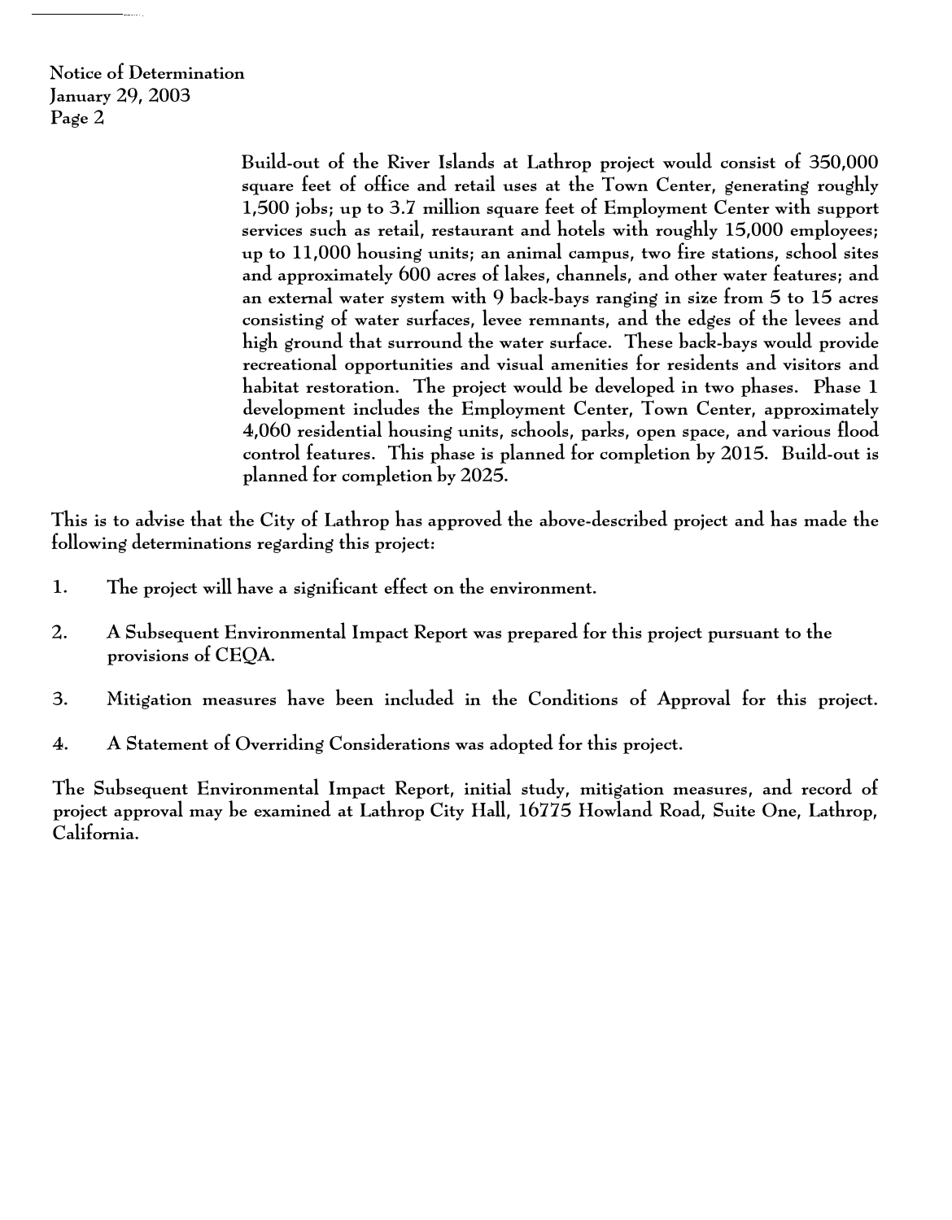Build-out of the River Islands at Lathrop project would consist of 350,000 square feet of office and retail uses at the Town Center, generating roughly 1,500 jobs; up to 3.7 million square feet of Employment Center with support services such as retail, restaurant and hotels with roughly 15,000 employees; up to 11,000 housing units; an animal campus, two fire stations, school sites and approximately 600 acres of lakes, channels, and other water features; and an external water system with 9 back-bays ranging in size from 5 to 15 acres consisting of water surfaces, levee remnants, and the edges of the levees and high ground that surround the water surface. These back-bays would provide recreational opportunities and visual amenities for residents and visitors and habitat restoration. The project would be developed in two phases. Phase 1 development includes the Employment Center, Town Center, approximately 4,060 residential housing units, schools, parks, open space, and various flood control features. This phase is planned for completion by 2015. Build-out is planned for completion by 2025.

This is to advise that the City of Lathrop has approved the above-described project and has made the following determinations regarding this project:

1. The project will have a significant effect on the environment.
2. A Subsequent Environmental Impact Report was prepared for this project pursuant to the provisions of CEQA.
3. Mitigation measures have been included in the Conditions of Approval for this project.
4. A Statement of Overriding Considerations was adopted for this project.

The Subsequent Environmental Impact Report, initial study, mitigation measures, and record of project approval may be examined at Lathrop City Hall, 16775 Howland Road, Suite One, Lathrop, California.